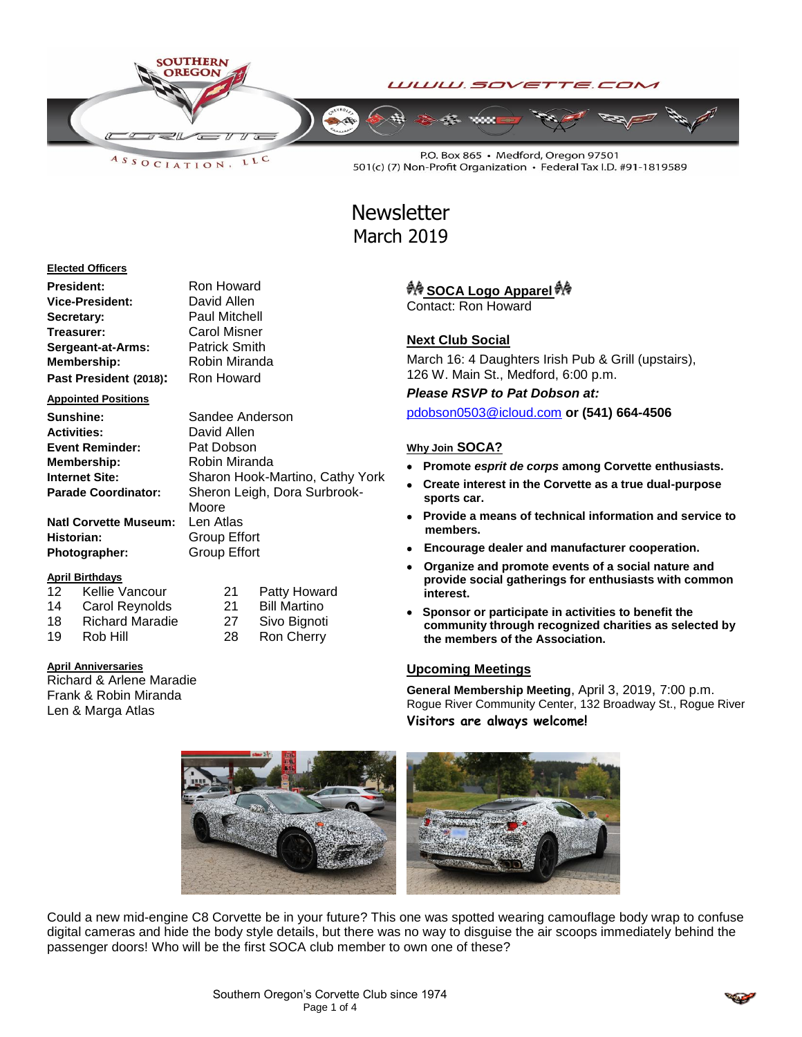SOUTHERN OREGON CORVETTE ASSOCIATION, LLC

WWW.SOVETTE.COM

P.O. Box 865 • Medford, Oregon 97501
501(c) (7) Non-Profit Organization • Federal Tax I.D. #91-1819589

# Newsletter
## March 2019

**Elected Officers**

| | |
|---|---|
| **President:** | Ron Howard |
| **Vice-President:** | David Allen |
| **Secretary:** | Paul Mitchell |
| **Treasurer:** | Carol Misner |
| **Sergeant-at-Arms:** | Patrick Smith |
| **Membership:** | Robin Miranda |
| **Past President (2018):** | Ron Howard |

**Appointed Positions**

| | |
|---|---|
| **Sunshine:** | Sandee Anderson |
| **Activities:** | David Allen |
| **Event Reminder:** | Pat Dobson |
| **Membership:** | Robin Miranda |
| **Internet Site:** | Sharon Hook-Martino, Cathy York |
| **Parade Coordinator:** | Sheron Leigh, Dora Surbrook-Moore |
| **Natl Corvette Museum:** | Len Atlas |
| **Historian:** | Group Effort |
| **Photographer:** | Group Effort |

**April Birthdays**

| | | | |
|---|---|---|---|
| 12 | Kellie Vancour | 21 | Patty Howard |
| 14 | Carol Reynolds | 21 | Bill Martino |
| 18 | Richard Maradie | 27 | Sivo Bignoti |
| 19 | Rob Hill | 28 | Ron Cherry |

**April Anniversaries**

Richard & Arlene Maradie
Frank & Robin Miranda
Len & Marga Atlas

**SOCA Logo Apparel**

Contact: Ron Howard

**Next Club Social**

March 16: 4 Daughters Irish Pub & Grill (upstairs), 126 W. Main St., Medford, 6:00 p.m.

***Please RSVP to Pat Dobson at:***

pdobson0503@icloud.com **or (541) 664-4506**

**Why Join SOCA?**

- **Promote *esprit de corps* among Corvette enthusiasts.**
- **Create interest in the Corvette as a true dual-purpose sports car.**
- **Provide a means of technical information and service to members.**
- **Encourage dealer and manufacturer cooperation.**
- **Organize and promote events of a social nature and provide social gatherings for enthusiasts with common interest.**
- **Sponsor or participate in activities to benefit the community through recognized charities as selected by the members of the Association.**

**Upcoming Meetings**

**General Membership Meeting**, April 3, 2019, 7:00 p.m.
Rogue River Community Center, 132 Broadway St., Rogue River

**Visitors are always welcome!**

Could a new mid-engine C8 Corvette be in your future? This one was spotted wearing camouflage body wrap to confuse digital cameras and hide the body style details, but there was no way to disguise the air scoops immediately behind the passenger doors! Who will be the first SOCA club member to own one of these?

Southern Oregon's Corvette Club since 1974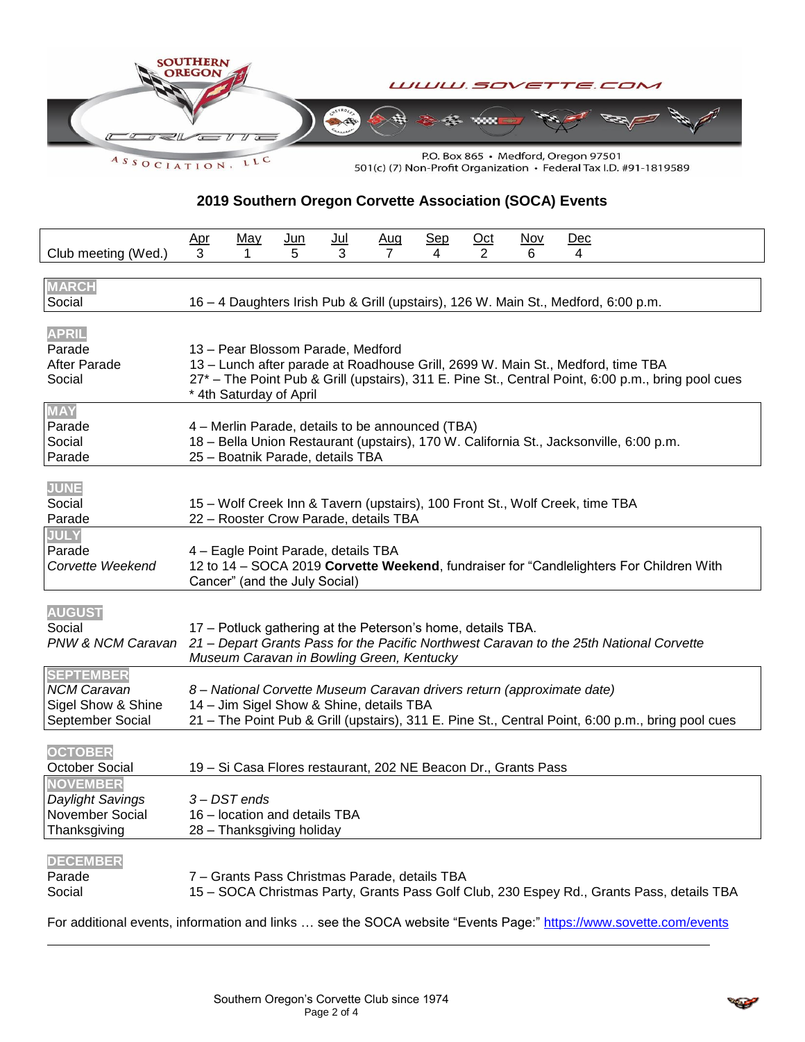SOUTHERN OREGON CORVETTE ASSOCIATION, LLC

WWW.SOVETTE.COM

P.O. Box 865 • Medford, Oregon 97501
501(c) (7) Non-Profit Organization • Federal Tax I.D. #91-1819589

## 2019 Southern Oregon Corvette Association (SOCA) Events

| Club meeting (Wed.) | Apr | May | Jun | Jul | Aug | Sep | Oct | Nov | Dec |
|---|---|---|---|---|---|---|---|---|---|
| | 3 | 1 | 5 | 3 | 7 | 4 | 2 | 6 | 4 |

**MARCH**

| | |
|---|---|
| Social | 16 – 4 Daughters Irish Pub & Grill (upstairs), 126 W. Main St., Medford, 6:00 p.m. |

**APRIL**

| | |
|---|---|
| Parade | 13 – Pear Blossom Parade, Medford |
| After Parade | 13 – Lunch after parade at Roadhouse Grill, 2699 W. Main St., Medford, time TBA |
| Social | 27* – The Point Pub & Grill (upstairs), 311 E. Pine St., Central Point, 6:00 p.m., bring pool cues * 4th Saturday of April |

**MAY**

| | |
|---|---|
| Parade | 4 – Merlin Parade, details to be announced (TBA) |
| Social | 18 – Bella Union Restaurant (upstairs), 170 W. California St., Jacksonville, 6:00 p.m. |
| Parade | 25 – Boatnik Parade, details TBA |

**JUNE**

| | |
|---|---|
| Social | 15 – Wolf Creek Inn & Tavern (upstairs), 100 Front St., Wolf Creek, time TBA |
| Parade | 22 – Rooster Crow Parade, details TBA |

**JULY**

| | |
|---|---|
| Parade | 4 – Eagle Point Parade, details TBA |
| *Corvette Weekend* | 12 to 14 – SOCA 2019 **Corvette Weekend**, fundraiser for "Candlelighters For Children With Cancer" (and the July Social) |

**AUGUST**

| | |
|---|---|
| Social | 17 – Potluck gathering at the Peterson's home, details TBA. |
| *PNW & NCM Caravan* | *21 – Depart Grants Pass for the Pacific Northwest Caravan to the 25th National Corvette Museum Caravan in Bowling Green, Kentucky* |

**SEPTEMBER**

| | |
|---|---|
| *NCM Caravan* | *8 – National Corvette Museum Caravan drivers return (approximate date)* |
| Sigel Show & Shine | 14 – Jim Sigel Show & Shine, details TBA |
| September Social | 21 – The Point Pub & Grill (upstairs), 311 E. Pine St., Central Point, 6:00 p.m., bring pool cues |

**OCTOBER**

| | |
|---|---|
| October Social | 19 – Si Casa Flores restaurant, 202 NE Beacon Dr., Grants Pass |

**NOVEMBER**

| | |
|---|---|
| *Daylight Savings* | *3 – DST ends* |
| November Social | 16 – location and details TBA |
| Thanksgiving | 28 – Thanksgiving holiday |

**DECEMBER**

| | |
|---|---|
| Parade | 7 – Grants Pass Christmas Parade, details TBA |
| Social | 15 – SOCA Christmas Party, Grants Pass Golf Club, 230 Espey Rd., Grants Pass, details TBA |

For additional events, information and links … see the SOCA website "Events Page:" https://www.sovette.com/events

Southern Oregon's Corvette Club since 1974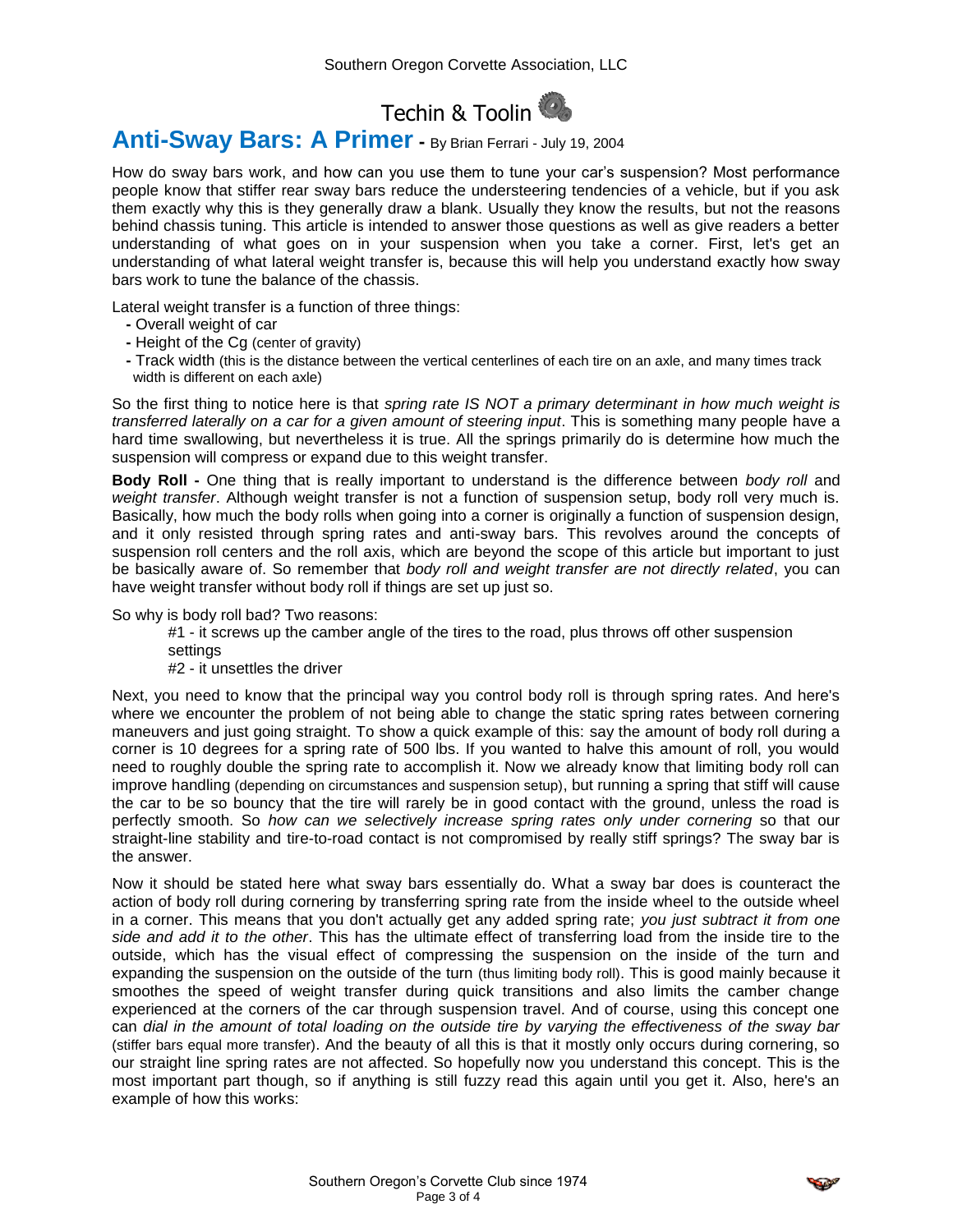# Techin & Toolin

## Anti-Sway Bars: A Primer - By Brian Ferrari - July 19, 2004

How do sway bars work, and how can you use them to tune your car's suspension? Most performance people know that stiffer rear sway bars reduce the understeering tendencies of a vehicle, but if you ask them exactly why this is they generally draw a blank. Usually they know the results, but not the reasons behind chassis tuning. This article is intended to answer those questions as well as give readers a better understanding of what goes on in your suspension when you take a corner. First, let's get an understanding of what lateral weight transfer is, because this will help you understand exactly how sway bars work to tune the balance of the chassis.

Lateral weight transfer is a function of three things:

- Overall weight of car
- Height of the Cg (center of gravity)
- Track width (this is the distance between the vertical centerlines of each tire on an axle, and many times track width is different on each axle)

So the first thing to notice here is that *spring rate IS NOT a primary determinant in how much weight is transferred laterally on a car for a given amount of steering input*. This is something many people have a hard time swallowing, but nevertheless it is true. All the springs primarily do is determine how much the suspension will compress or expand due to this weight transfer.

**Body Roll -** One thing that is really important to understand is the difference between *body roll* and *weight transfer*. Although weight transfer is not a function of suspension setup, body roll very much is. Basically, how much the body rolls when going into a corner is originally a function of suspension design, and it only resisted through spring rates and anti-sway bars. This revolves around the concepts of suspension roll centers and the roll axis, which are beyond the scope of this article but important to just be basically aware of. So remember that *body roll and weight transfer are not directly related*, you can have weight transfer without body roll if things are set up just so.

So why is body roll bad? Two reasons:

#1 - it screws up the camber angle of the tires to the road, plus throws off other suspension settings
#2 - it unsettles the driver

Next, you need to know that the principal way you control body roll is through spring rates. And here's where we encounter the problem of not being able to change the static spring rates between cornering maneuvers and just going straight. To show a quick example of this: say the amount of body roll during a corner is 10 degrees for a spring rate of 500 lbs. If you wanted to halve this amount of roll, you would need to roughly double the spring rate to accomplish it. Now we already know that limiting body roll can improve handling (depending on circumstances and suspension setup), but running a spring that stiff will cause the car to be so bouncy that the tire will rarely be in good contact with the ground, unless the road is perfectly smooth. So *how can we selectively increase spring rates only under cornering* so that our straight-line stability and tire-to-road contact is not compromised by really stiff springs? The sway bar is the answer.

Now it should be stated here what sway bars essentially do. What a sway bar does is counteract the action of body roll during cornering by transferring spring rate from the inside wheel to the outside wheel in a corner. This means that you don't actually get any added spring rate; *you just subtract it from one side and add it to the other*. This has the ultimate effect of transferring load from the inside tire to the outside, which has the visual effect of compressing the suspension on the inside of the turn and expanding the suspension on the outside of the turn (thus limiting body roll). This is good mainly because it smoothes the speed of weight transfer during quick transitions and also limits the camber change experienced at the corners of the car through suspension travel. And of course, using this concept one can *dial in the amount of total loading on the outside tire by varying the effectiveness of the sway bar* (stiffer bars equal more transfer). And the beauty of all this is that it mostly only occurs during cornering, so our straight line spring rates are not affected. So hopefully now you understand this concept. This is the most important part though, so if anything is still fuzzy read this again until you get it. Also, here's an example of how this works: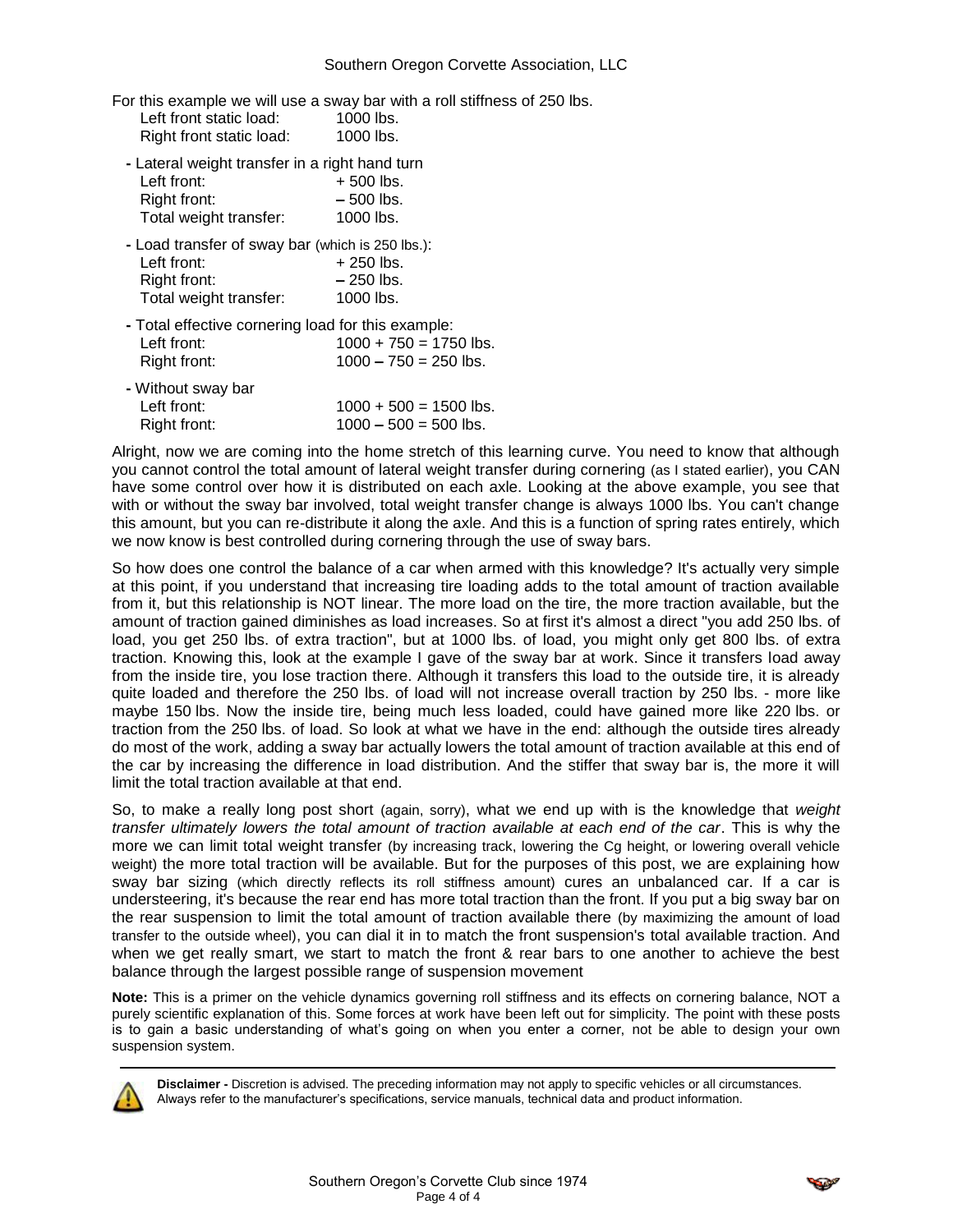For this example we will use a sway bar with a roll stiffness of 250 lbs.

| | |
|---|---|
| Left front static load: | 1000 lbs. |
| Right front static load: | 1000 lbs. |

- Lateral weight transfer in a right hand turn

| | |
|---|---|
| Left front: | + 500 lbs. |
| Right front: | – 500 lbs. |
| Total weight transfer: | 1000 lbs. |

- Load transfer of sway bar (which is 250 lbs.):

| | |
|---|---|
| Left front: | + 250 lbs. |
| Right front: | – 250 lbs. |
| Total weight transfer: | 1000 lbs. |

- Total effective cornering load for this example:

| | |
|---|---|
| Left front: | 1000 + 750 = 1750 lbs. |
| Right front: | 1000 – 750 = 250 lbs. |

- Without sway bar

| | |
|---|---|
| Left front: | 1000 + 500 = 1500 lbs. |
| Right front: | 1000 – 500 = 500 lbs. |

Alright, now we are coming into the home stretch of this learning curve. You need to know that although you cannot control the total amount of lateral weight transfer during cornering (as I stated earlier), you CAN have some control over how it is distributed on each axle. Looking at the above example, you see that with or without the sway bar involved, total weight transfer change is always 1000 lbs. You can't change this amount, but you can re-distribute it along the axle. And this is a function of spring rates entirely, which we now know is best controlled during cornering through the use of sway bars.

So how does one control the balance of a car when armed with this knowledge? It's actually very simple at this point, if you understand that increasing tire loading adds to the total amount of traction available from it, but this relationship is NOT linear. The more load on the tire, the more traction available, but the amount of traction gained diminishes as load increases. So at first it's almost a direct "you add 250 lbs. of load, you get 250 lbs. of extra traction", but at 1000 lbs. of load, you might only get 800 lbs. of extra traction. Knowing this, look at the example I gave of the sway bar at work. Since it transfers load away from the inside tire, you lose traction there. Although it transfers this load to the outside tire, it is already quite loaded and therefore the 250 lbs. of load will not increase overall traction by 250 lbs. - more like maybe 150 lbs. Now the inside tire, being much less loaded, could have gained more like 220 lbs. or traction from the 250 lbs. of load. So look at what we have in the end: although the outside tires already do most of the work, adding a sway bar actually lowers the total amount of traction available at this end of the car by increasing the difference in load distribution. And the stiffer that sway bar is, the more it will limit the total traction available at that end.

So, to make a really long post short (again, sorry), what we end up with is the knowledge that *weight transfer ultimately lowers the total amount of traction available at each end of the car*. This is why the more we can limit total weight transfer (by increasing track, lowering the Cg height, or lowering overall vehicle weight) the more total traction will be available. But for the purposes of this post, we are explaining how sway bar sizing (which directly reflects its roll stiffness amount) cures an unbalanced car. If a car is understeering, it's because the rear end has more total traction than the front. If you put a big sway bar on the rear suspension to limit the total amount of traction available there (by maximizing the amount of load transfer to the outside wheel), you can dial it in to match the front suspension's total available traction. And when we get really smart, we start to match the front & rear bars to one another to achieve the best balance through the largest possible range of suspension movement

**Note:** This is a primer on the vehicle dynamics governing roll stiffness and its effects on cornering balance, NOT a purely scientific explanation of this. Some forces at work have been left out for simplicity. The point with these posts is to gain a basic understanding of what's going on when you enter a corner, not be able to design your own suspension system.

---

**Disclaimer -** Discretion is advised. The preceding information may not apply to specific vehicles or all circumstances. Always refer to the manufacturer's specifications, service manuals, technical data and product information.